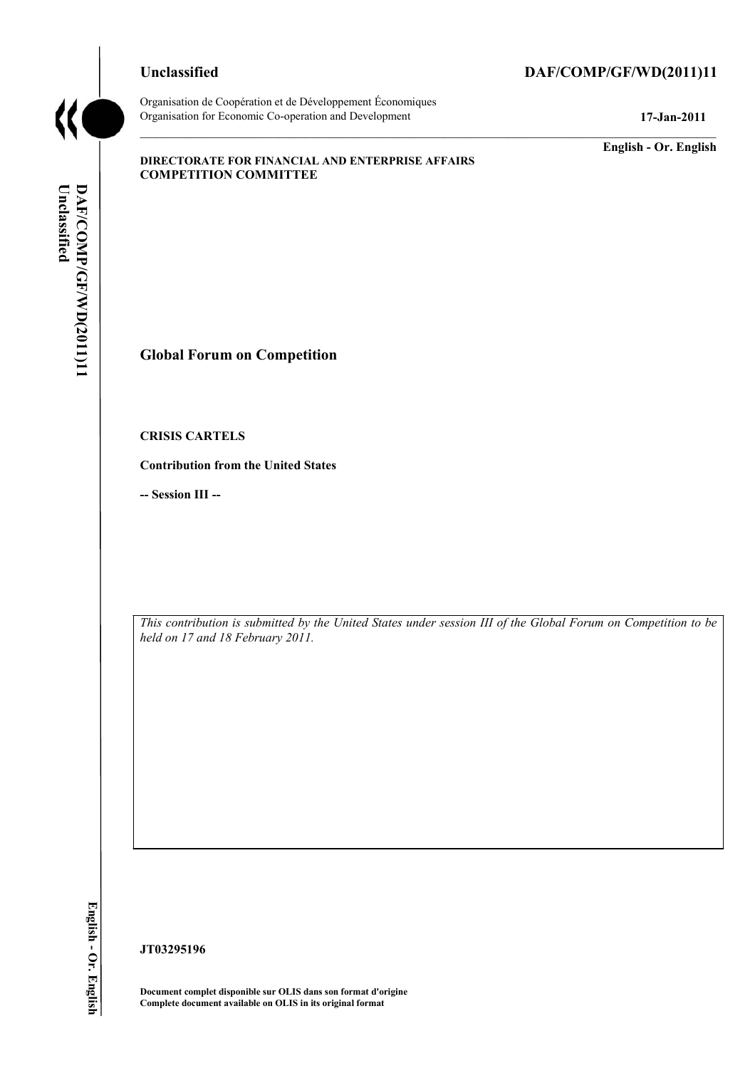**Unclassified** **DAF/COMP/GF/WD(2011)11**

Organisation de Coopération et de Développement Économiques
Organisation for Economic Co-operation and Development

**17-Jan-2011**

**English - Or. English**

**DIRECTORATE FOR FINANCIAL AND ENTERPRISE AFFAIRS**
**COMPETITION COMMITTEE**

# Global Forum on Competition

**CRISIS CARTELS**

**Contribution from the United States**

**-- Session III --**

*This contribution is submitted by the United States under session III of the Global Forum on Competition to be held on 17 and 18 February 2011.*

**JT03295196**

**Document complet disponible sur OLIS dans son format d'origine**
**Complete document available on OLIS in its original format**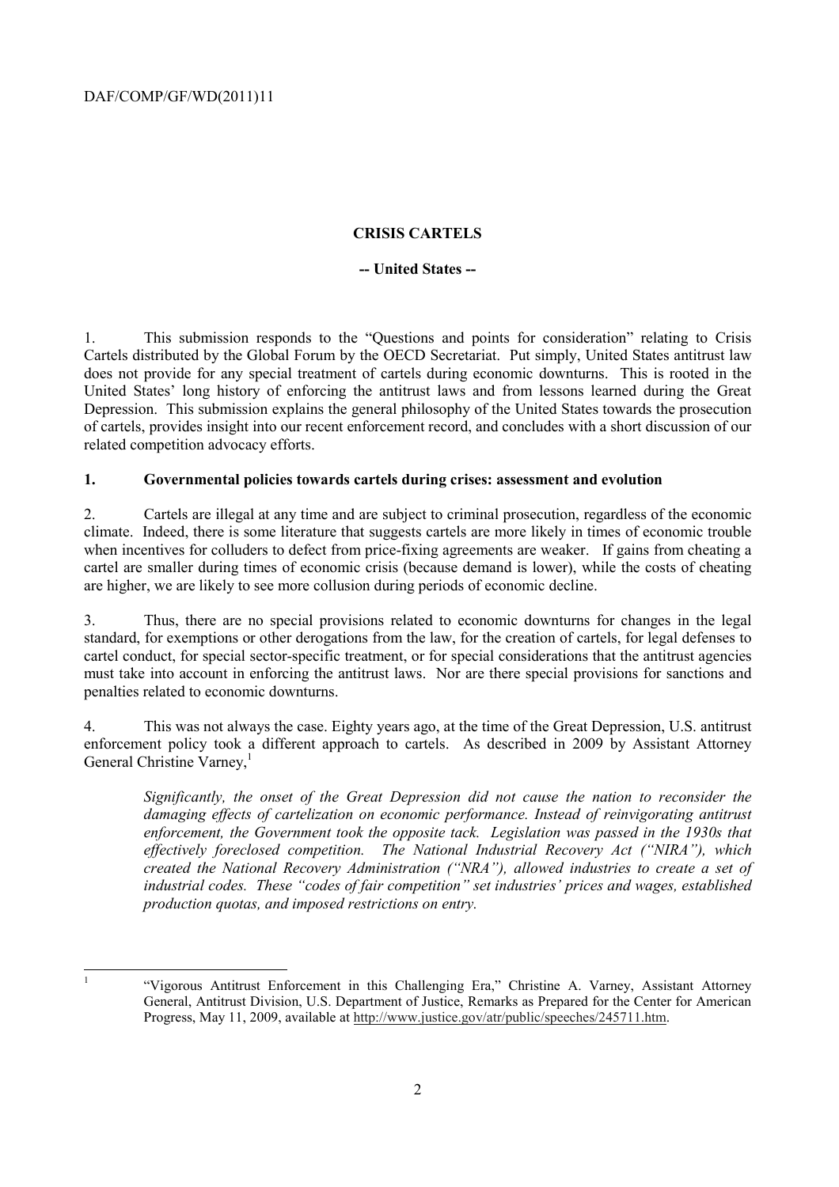**CRISIS CARTELS**

**-- United States --**

1. This submission responds to the "Questions and points for consideration" relating to Crisis Cartels distributed by the Global Forum by the OECD Secretariat. Put simply, United States antitrust law does not provide for any special treatment of cartels during economic downturns. This is rooted in the United States' long history of enforcing the antitrust laws and from lessons learned during the Great Depression. This submission explains the general philosophy of the United States towards the prosecution of cartels, provides insight into our recent enforcement record, and concludes with a short discussion of our related competition advocacy efforts.

## 1. Governmental policies towards cartels during crises: assessment and evolution

2. Cartels are illegal at any time and are subject to criminal prosecution, regardless of the economic climate. Indeed, there is some literature that suggests cartels are more likely in times of economic trouble when incentives for colluders to defect from price-fixing agreements are weaker. If gains from cheating a cartel are smaller during times of economic crisis (because demand is lower), while the costs of cheating are higher, we are likely to see more collusion during periods of economic decline.

3. Thus, there are no special provisions related to economic downturns for changes in the legal standard, for exemptions or other derogations from the law, for the creation of cartels, for legal defenses to cartel conduct, for special sector-specific treatment, or for special considerations that the antitrust agencies must take into account in enforcing the antitrust laws. Nor are there special provisions for sanctions and penalties related to economic downturns.

4. This was not always the case. Eighty years ago, at the time of the Great Depression, U.S. antitrust enforcement policy took a different approach to cartels. As described in 2009 by Assistant Attorney General Christine Varney,[1]

> *Significantly, the onset of the Great Depression did not cause the nation to reconsider the damaging effects of cartelization on economic performance. Instead of reinvigorating antitrust enforcement, the Government took the opposite tack. Legislation was passed in the 1930s that effectively foreclosed competition. The National Industrial Recovery Act ("NIRA"), which created the National Recovery Administration ("NRA"), allowed industries to create a set of industrial codes. These "codes of fair competition" set industries' prices and wages, established production quotas, and imposed restrictions on entry.*

---

[1] "Vigorous Antitrust Enforcement in this Challenging Era," Christine A. Varney, Assistant Attorney General, Antitrust Division, U.S. Department of Justice, Remarks as Prepared for the Center for American Progress, May 11, 2009, available at http://www.justice.gov/atr/public/speeches/245711.htm.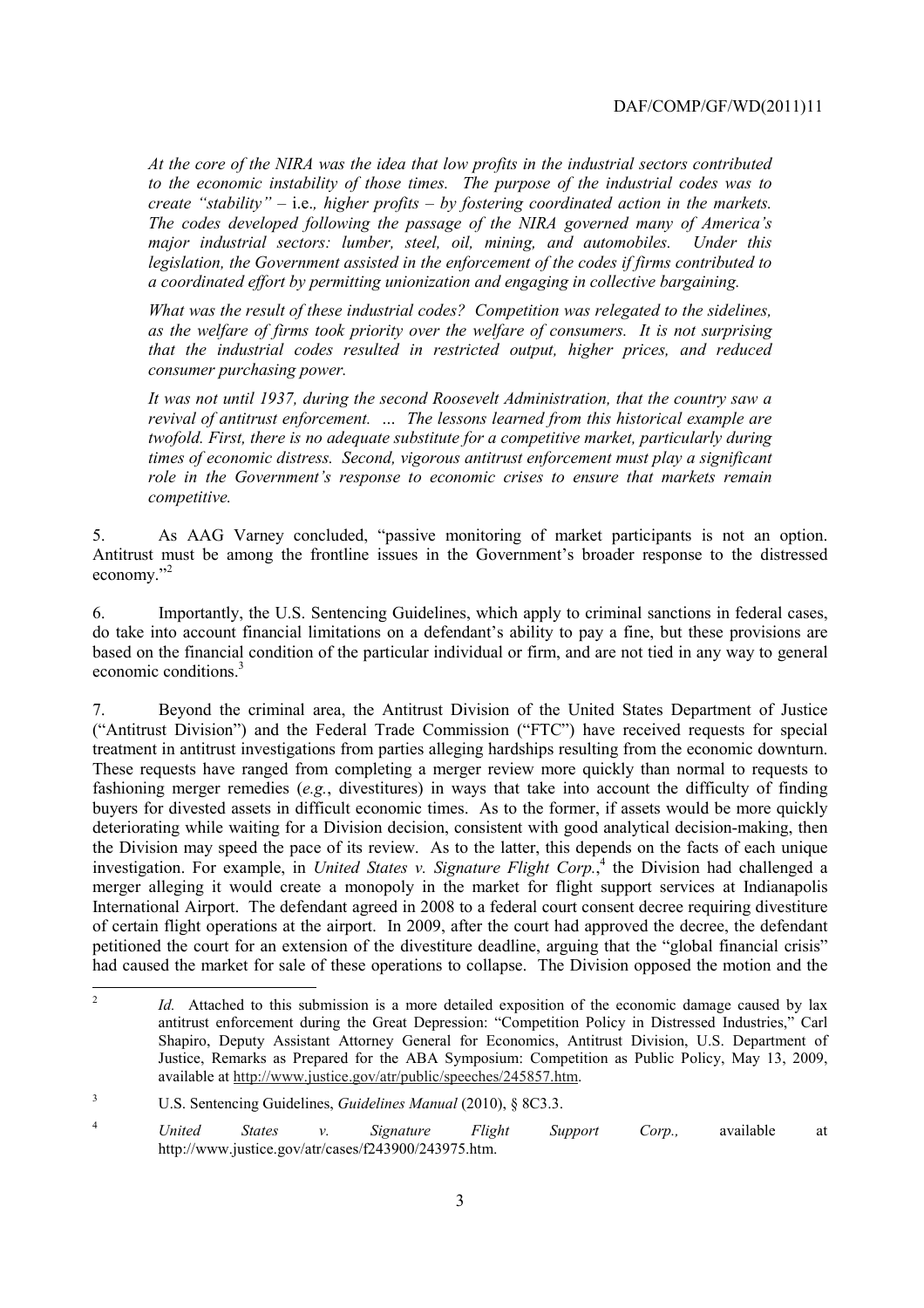*At the core of the NIRA was the idea that low profits in the industrial sectors contributed to the economic instability of those times. The purpose of the industrial codes was to create "stability" –* i.e.*, higher profits – by fostering coordinated action in the markets. The codes developed following the passage of the NIRA governed many of America's major industrial sectors: lumber, steel, oil, mining, and automobiles. Under this legislation, the Government assisted in the enforcement of the codes if firms contributed to a coordinated effort by permitting unionization and engaging in collective bargaining.*

*What was the result of these industrial codes? Competition was relegated to the sidelines, as the welfare of firms took priority over the welfare of consumers. It is not surprising that the industrial codes resulted in restricted output, higher prices, and reduced consumer purchasing power.*

*It was not until 1937, during the second Roosevelt Administration, that the country saw a revival of antitrust enforcement. … The lessons learned from this historical example are twofold. First, there is no adequate substitute for a competitive market, particularly during times of economic distress. Second, vigorous antitrust enforcement must play a significant role in the Government's response to economic crises to ensure that markets remain competitive.*

5. As AAG Varney concluded, "passive monitoring of market participants is not an option. Antitrust must be among the frontline issues in the Government's broader response to the distressed economy."[2]

6. Importantly, the U.S. Sentencing Guidelines, which apply to criminal sanctions in federal cases, do take into account financial limitations on a defendant's ability to pay a fine, but these provisions are based on the financial condition of the particular individual or firm, and are not tied in any way to general economic conditions.[3]

7. Beyond the criminal area, the Antitrust Division of the United States Department of Justice ("Antitrust Division") and the Federal Trade Commission ("FTC") have received requests for special treatment in antitrust investigations from parties alleging hardships resulting from the economic downturn. These requests have ranged from completing a merger review more quickly than normal to requests to fashioning merger remedies (*e.g.*, divestitures) in ways that take into account the difficulty of finding buyers for divested assets in difficult economic times. As to the former, if assets would be more quickly deteriorating while waiting for a Division decision, consistent with good analytical decision-making, then the Division may speed the pace of its review. As to the latter, this depends on the facts of each unique investigation. For example, in *United States v. Signature Flight Corp.*,[4] the Division had challenged a merger alleging it would create a monopoly in the market for flight support services at Indianapolis International Airport. The defendant agreed in 2008 to a federal court consent decree requiring divestiture of certain flight operations at the airport. In 2009, after the court had approved the decree, the defendant petitioned the court for an extension of the divestiture deadline, arguing that the "global financial crisis" had caused the market for sale of these operations to collapse. The Division opposed the motion and the

---

[2] *Id.* Attached to this submission is a more detailed exposition of the economic damage caused by lax antitrust enforcement during the Great Depression: "Competition Policy in Distressed Industries," Carl Shapiro, Deputy Assistant Attorney General for Economics, Antitrust Division, U.S. Department of Justice, Remarks as Prepared for the ABA Symposium: Competition as Public Policy, May 13, 2009, available at http://www.justice.gov/atr/public/speeches/245857.htm.

[3] U.S. Sentencing Guidelines, *Guidelines Manual* (2010), § 8C3.3.

[4] *United States v. Signature Flight Support Corp.,* available at http://www.justice.gov/atr/cases/f243900/243975.htm.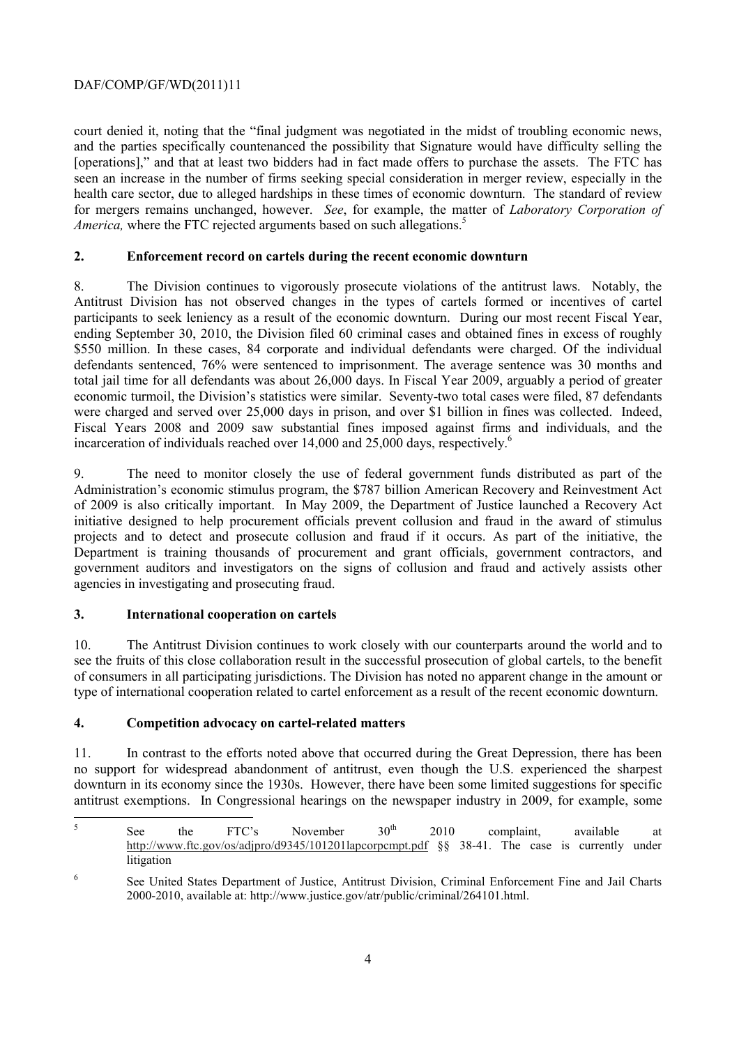court denied it, noting that the "final judgment was negotiated in the midst of troubling economic news, and the parties specifically countenanced the possibility that Signature would have difficulty selling the [operations]," and that at least two bidders had in fact made offers to purchase the assets. The FTC has seen an increase in the number of firms seeking special consideration in merger review, especially in the health care sector, due to alleged hardships in these times of economic downturn. The standard of review for mergers remains unchanged, however. *See*, for example, the matter of *Laboratory Corporation of America,* where the FTC rejected arguments based on such allegations.[5]

## 2. Enforcement record on cartels during the recent economic downturn

8. The Division continues to vigorously prosecute violations of the antitrust laws. Notably, the Antitrust Division has not observed changes in the types of cartels formed or incentives of cartel participants to seek leniency as a result of the economic downturn. During our most recent Fiscal Year, ending September 30, 2010, the Division filed 60 criminal cases and obtained fines in excess of roughly \$550 million. In these cases, 84 corporate and individual defendants were charged. Of the individual defendants sentenced, 76% were sentenced to imprisonment. The average sentence was 30 months and total jail time for all defendants was about 26,000 days. In Fiscal Year 2009, arguably a period of greater economic turmoil, the Division's statistics were similar. Seventy-two total cases were filed, 87 defendants were charged and served over 25,000 days in prison, and over \$1 billion in fines was collected. Indeed, Fiscal Years 2008 and 2009 saw substantial fines imposed against firms and individuals, and the incarceration of individuals reached over 14,000 and 25,000 days, respectively.[6]

9. The need to monitor closely the use of federal government funds distributed as part of the Administration's economic stimulus program, the \$787 billion American Recovery and Reinvestment Act of 2009 is also critically important. In May 2009, the Department of Justice launched a Recovery Act initiative designed to help procurement officials prevent collusion and fraud in the award of stimulus projects and to detect and prosecute collusion and fraud if it occurs. As part of the initiative, the Department is training thousands of procurement and grant officials, government contractors, and government auditors and investigators on the signs of collusion and fraud and actively assists other agencies in investigating and prosecuting fraud.

## 3. International cooperation on cartels

10. The Antitrust Division continues to work closely with our counterparts around the world and to see the fruits of this close collaboration result in the successful prosecution of global cartels, to the benefit of consumers in all participating jurisdictions. The Division has noted no apparent change in the amount or type of international cooperation related to cartel enforcement as a result of the recent economic downturn.

## 4. Competition advocacy on cartel-related matters

11. In contrast to the efforts noted above that occurred during the Great Depression, there has been no support for widespread abandonment of antitrust, even though the U.S. experienced the sharpest downturn in its economy since the 1930s. However, there have been some limited suggestions for specific antitrust exemptions. In Congressional hearings on the newspaper industry in 2009, for example, some

---

[5] See the FTC's November 30th 2010 complaint, available at http://www.ftc.gov/os/adjpro/d9345/101201lapcorpcmpt.pdf §§ 38-41. The case is currently under litigation

[6] See United States Department of Justice, Antitrust Division, Criminal Enforcement Fine and Jail Charts 2000-2010, available at: http://www.justice.gov/atr/public/criminal/264101.html.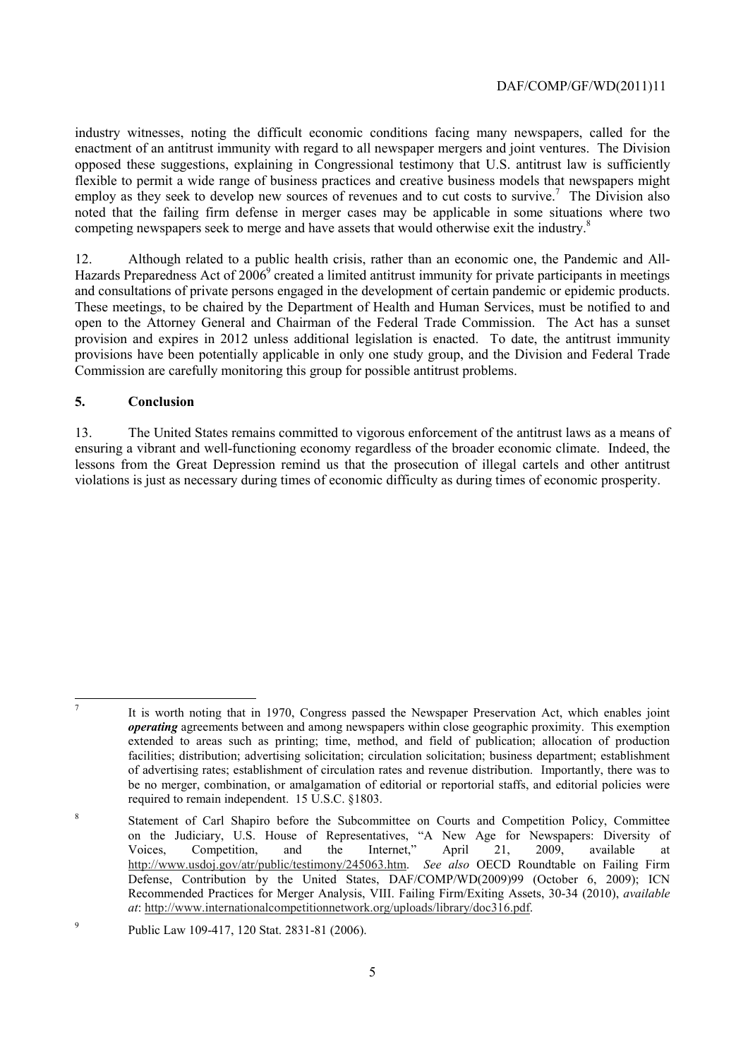industry witnesses, noting the difficult economic conditions facing many newspapers, called for the enactment of an antitrust immunity with regard to all newspaper mergers and joint ventures. The Division opposed these suggestions, explaining in Congressional testimony that U.S. antitrust law is sufficiently flexible to permit a wide range of business practices and creative business models that newspapers might employ as they seek to develop new sources of revenues and to cut costs to survive.[7] The Division also noted that the failing firm defense in merger cases may be applicable in some situations where two competing newspapers seek to merge and have assets that would otherwise exit the industry.[8]

12. Although related to a public health crisis, rather than an economic one, the Pandemic and All-Hazards Preparedness Act of 2006[9] created a limited antitrust immunity for private participants in meetings and consultations of private persons engaged in the development of certain pandemic or epidemic products. These meetings, to be chaired by the Department of Health and Human Services, must be notified to and open to the Attorney General and Chairman of the Federal Trade Commission. The Act has a sunset provision and expires in 2012 unless additional legislation is enacted. To date, the antitrust immunity provisions have been potentially applicable in only one study group, and the Division and Federal Trade Commission are carefully monitoring this group for possible antitrust problems.

## 5. Conclusion

13. The United States remains committed to vigorous enforcement of the antitrust laws as a means of ensuring a vibrant and well-functioning economy regardless of the broader economic climate. Indeed, the lessons from the Great Depression remind us that the prosecution of illegal cartels and other antitrust violations is just as necessary during times of economic difficulty as during times of economic prosperity.

---

[7] It is worth noting that in 1970, Congress passed the Newspaper Preservation Act, which enables joint ***operating*** agreements between and among newspapers within close geographic proximity. This exemption extended to areas such as printing; time, method, and field of publication; allocation of production facilities; distribution; advertising solicitation; circulation solicitation; business department; establishment of advertising rates; establishment of circulation rates and revenue distribution. Importantly, there was to be no merger, combination, or amalgamation of editorial or reportorial staffs, and editorial policies were required to remain independent. 15 U.S.C. §1803.

[8] Statement of Carl Shapiro before the Subcommittee on Courts and Competition Policy, Committee on the Judiciary, U.S. House of Representatives, "A New Age for Newspapers: Diversity of Voices, Competition, and the Internet," April 21, 2009, available at http://www.usdoj.gov/atr/public/testimony/245063.htm. *See also* OECD Roundtable on Failing Firm Defense, Contribution by the United States, DAF/COMP/WD(2009)99 (October 6, 2009); ICN Recommended Practices for Merger Analysis, VIII. Failing Firm/Exiting Assets, 30-34 (2010), *available at*: http://www.internationalcompetitionnetwork.org/uploads/library/doc316.pdf.

[9] Public Law 109-417, 120 Stat. 2831-81 (2006).